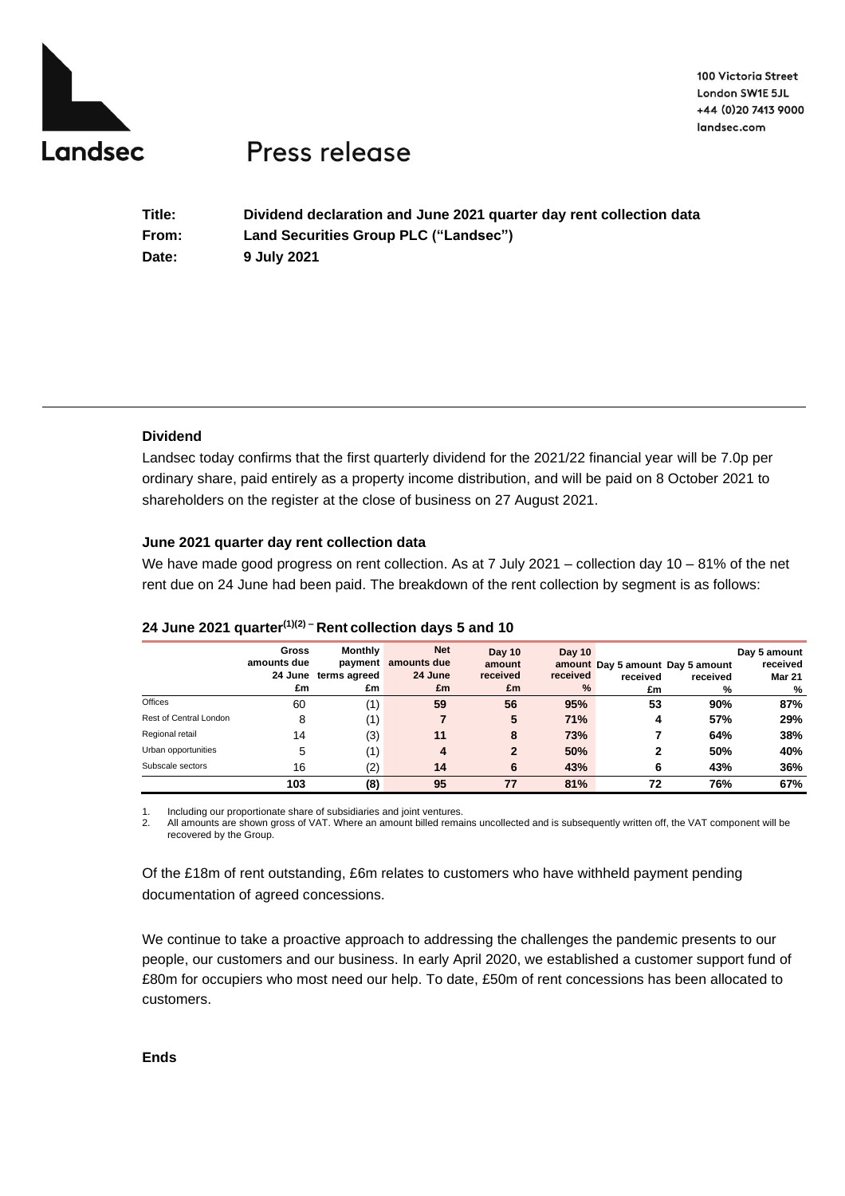Landsec

100 Victoria Street
London SW1E 5JL
+44 (0)20 7413 9000
landsec.com

# Press release

**Title:** **Dividend declaration and June 2021 quarter day rent collection data**
**From:** **Land Securities Group PLC ("Landsec")**
**Date:** **9 July 2021**

---

### Dividend

Landsec today confirms that the first quarterly dividend for the 2021/22 financial year will be 7.0p per ordinary share, paid entirely as a property income distribution, and will be paid on 8 October 2021 to shareholders on the register at the close of business on 27 August 2021.

### June 2021 quarter day rent collection data

We have made good progress on rent collection. As at 7 July 2021 – collection day 10 – 81% of the net rent due on 24 June had been paid. The breakdown of the rent collection by segment is as follows:

#### 24 June 2021 quarter[(1)(2)] – Rent collection days 5 and 10

| | Gross amounts due 24 June £m | Monthly payment terms agreed £m | Net amounts due 24 June £m | Day 10 amount received £m | Day 10 amount received % | Day 5 amount received £m | Day 5 amount received % | Day 5 amount received Mar 21 % |
|---|---|---|---|---|---|---|---|---|
| Offices | 60 | (1) | **59** | **56** | **95%** | **53** | **90%** | **87%** |
| Rest of Central London | 8 | (1) | **7** | **5** | **71%** | **4** | **57%** | **29%** |
| Regional retail | 14 | (3) | **11** | **8** | **73%** | **7** | **64%** | **38%** |
| Urban opportunities | 5 | (1) | **4** | **2** | **50%** | **2** | **50%** | **40%** |
| Subscale sectors | 16 | (2) | **14** | **6** | **43%** | **6** | **43%** | **36%** |
| | **103** | **(8)** | **95** | **77** | **81%** | **72** | **76%** | **67%** |

1. Including our proportionate share of subsidiaries and joint ventures.
2. All amounts are shown gross of VAT. Where an amount billed remains uncollected and is subsequently written off, the VAT component will be recovered by the Group.

Of the £18m of rent outstanding, £6m relates to customers who have withheld payment pending documentation of agreed concessions.

We continue to take a proactive approach to addressing the challenges the pandemic presents to our people, our customers and our business. In early April 2020, we established a customer support fund of £80m for occupiers who most need our help. To date, £50m of rent concessions has been allocated to customers.

**Ends**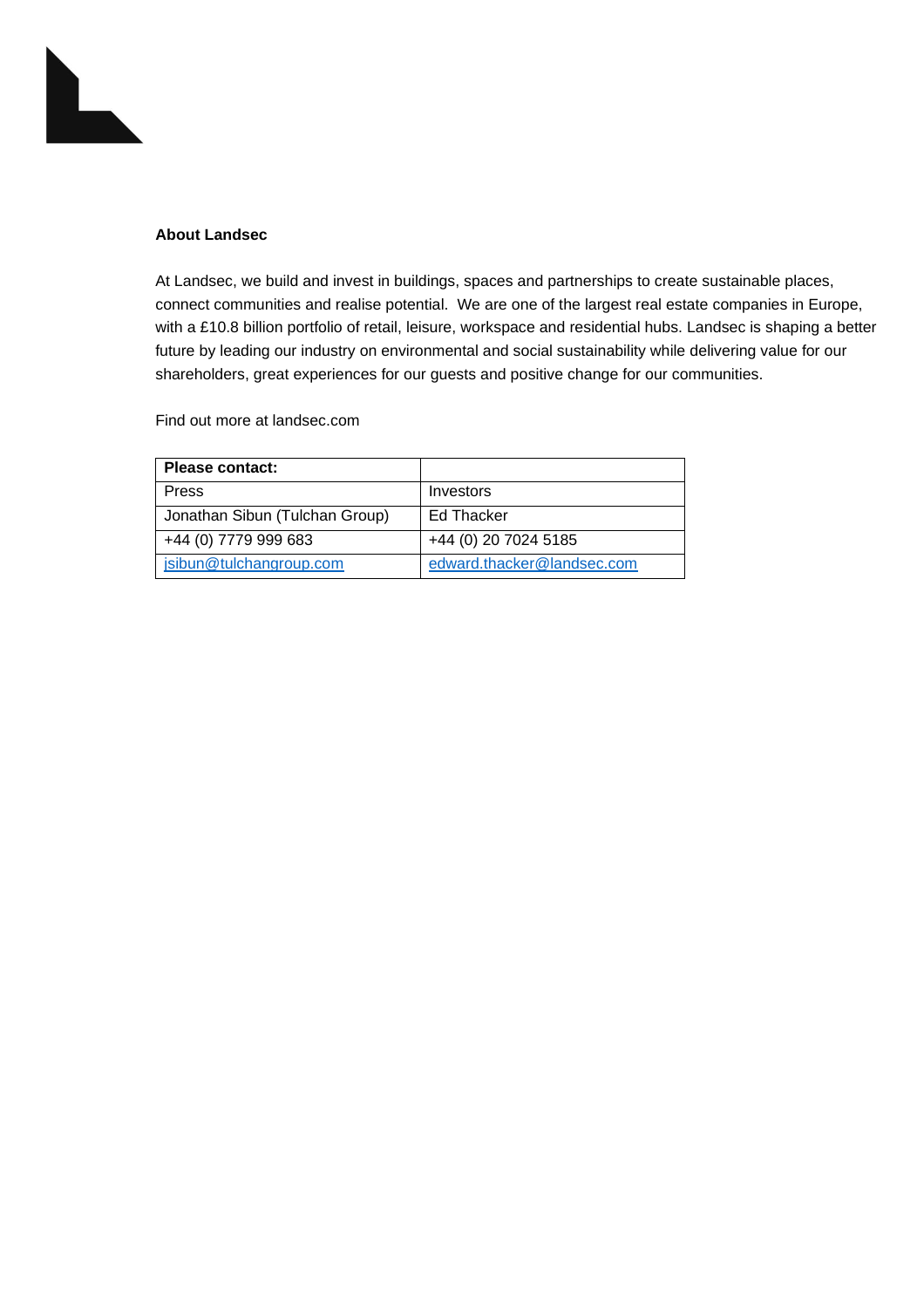**About Landsec**

At Landsec, we build and invest in buildings, spaces and partnerships to create sustainable places, connect communities and realise potential. We are one of the largest real estate companies in Europe, with a £10.8 billion portfolio of retail, leisure, workspace and residential hubs. Landsec is shaping a better future by leading our industry on environmental and social sustainability while delivering value for our shareholders, great experiences for our guests and positive change for our communities.

Find out more at landsec.com

| **Please contact:** | |
|---|---|
| Press | Investors |
| Jonathan Sibun (Tulchan Group) | Ed Thacker |
| +44 (0) 7779 999 683 | +44 (0) 20 7024 5185 |
| jsibun@tulchangroup.com | edward.thacker@landsec.com |